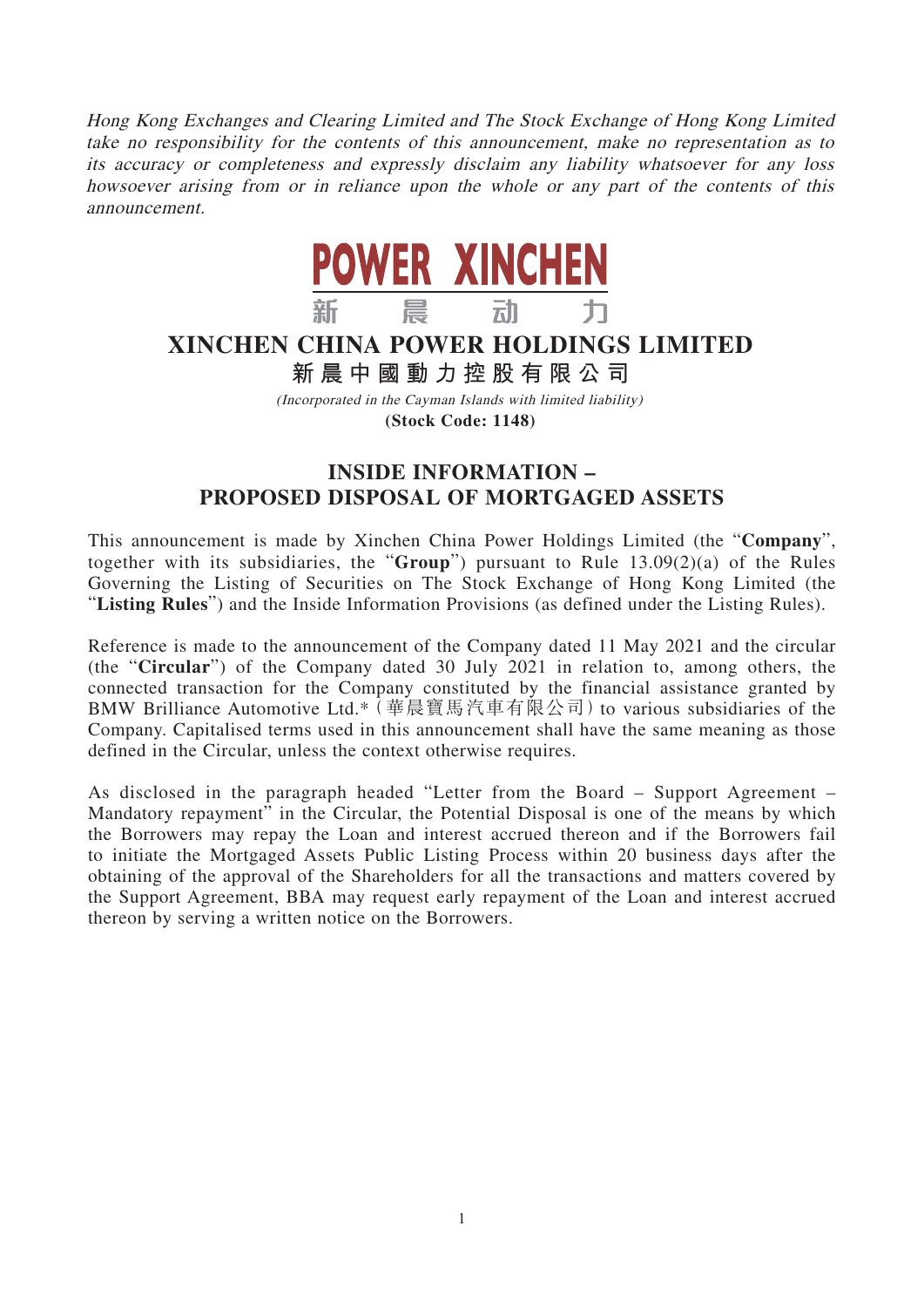*Hong Kong Exchanges and Clearing Limited and The Stock Exchange of Hong Kong Limited take no responsibility for the contents of this announcement, make no representation as to its accuracy or completeness and expressly disclaim any liability whatsoever for any loss howsoever arising from or in reliance upon the whole or any part of the contents of this announcement.*

POWER XINCHEN

新 晨 动 力

# XINCHEN CHINA POWER HOLDINGS LIMITED

**新晨中國動力控股有限公司**

*(Incorporated in the Cayman Islands with limited liability)*

**(Stock Code: 1148)**

## INSIDE INFORMATION – PROPOSED DISPOSAL OF MORTGAGED ASSETS

This announcement is made by Xinchen China Power Holdings Limited (the "**Company**", together with its subsidiaries, the "**Group**") pursuant to Rule 13.09(2)(a) of the Rules Governing the Listing of Securities on The Stock Exchange of Hong Kong Limited (the "**Listing Rules**") and the Inside Information Provisions (as defined under the Listing Rules).

Reference is made to the announcement of the Company dated 11 May 2021 and the circular (the "**Circular**") of the Company dated 30 July 2021 in relation to, among others, the connected transaction for the Company constituted by the financial assistance granted by BMW Brilliance Automotive Ltd.*（華晨寶馬汽車有限公司）to various subsidiaries of the Company. Capitalised terms used in this announcement shall have the same meaning as those defined in the Circular, unless the context otherwise requires.

As disclosed in the paragraph headed "Letter from the Board – Support Agreement – Mandatory repayment" in the Circular, the Potential Disposal is one of the means by which the Borrowers may repay the Loan and interest accrued thereon and if the Borrowers fail to initiate the Mortgaged Assets Public Listing Process within 20 business days after the obtaining of the approval of the Shareholders for all the transactions and matters covered by the Support Agreement, BBA may request early repayment of the Loan and interest accrued thereon by serving a written notice on the Borrowers.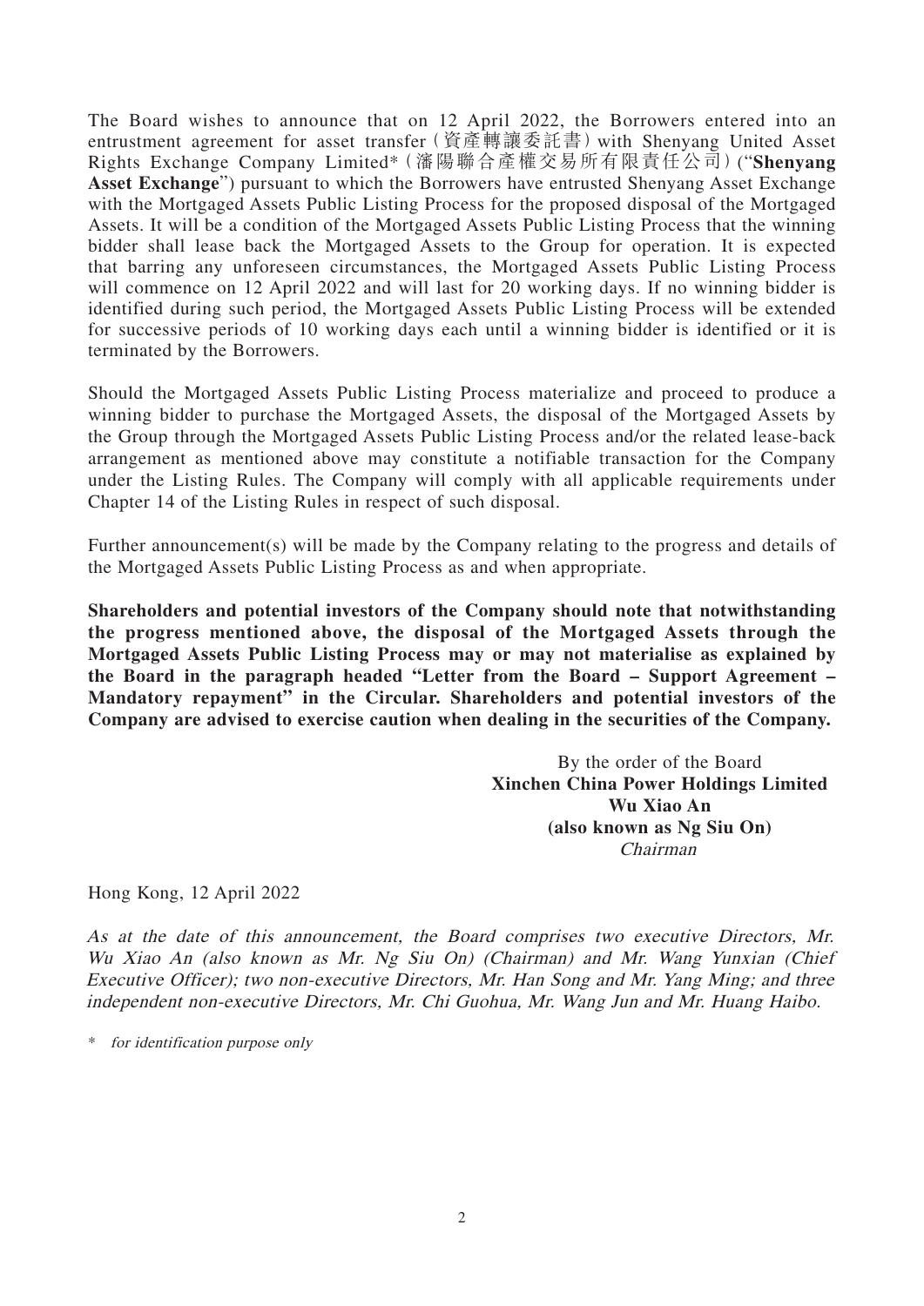The Board wishes to announce that on 12 April 2022, the Borrowers entered into an entrustment agreement for asset transfer（資產轉讓委託書）with Shenyang United Asset Rights Exchange Company Limited*（瀋陽聯合產權交易所有限責任公司）("**Shenyang Asset Exchange**") pursuant to which the Borrowers have entrusted Shenyang Asset Exchange with the Mortgaged Assets Public Listing Process for the proposed disposal of the Mortgaged Assets. It will be a condition of the Mortgaged Assets Public Listing Process that the winning bidder shall lease back the Mortgaged Assets to the Group for operation. It is expected that barring any unforeseen circumstances, the Mortgaged Assets Public Listing Process will commence on 12 April 2022 and will last for 20 working days. If no winning bidder is identified during such period, the Mortgaged Assets Public Listing Process will be extended for successive periods of 10 working days each until a winning bidder is identified or it is terminated by the Borrowers.

Should the Mortgaged Assets Public Listing Process materialize and proceed to produce a winning bidder to purchase the Mortgaged Assets, the disposal of the Mortgaged Assets by the Group through the Mortgaged Assets Public Listing Process and/or the related lease-back arrangement as mentioned above may constitute a notifiable transaction for the Company under the Listing Rules. The Company will comply with all applicable requirements under Chapter 14 of the Listing Rules in respect of such disposal.

Further announcement(s) will be made by the Company relating to the progress and details of the Mortgaged Assets Public Listing Process as and when appropriate.

**Shareholders and potential investors of the Company should note that notwithstanding the progress mentioned above, the disposal of the Mortgaged Assets through the Mortgaged Assets Public Listing Process may or may not materialise as explained by the Board in the paragraph headed "Letter from the Board – Support Agreement – Mandatory repayment" in the Circular. Shareholders and potential investors of the Company are advised to exercise caution when dealing in the securities of the Company.**

By the order of the Board
**Xinchen China Power Holdings Limited**
**Wu Xiao An**
**(also known as Ng Siu On)**
*Chairman*

Hong Kong, 12 April 2022

*As at the date of this announcement, the Board comprises two executive Directors, Mr. Wu Xiao An (also known as Mr. Ng Siu On) (Chairman) and Mr. Wang Yunxian (Chief Executive Officer); two non-executive Directors, Mr. Han Song and Mr. Yang Ming; and three independent non-executive Directors, Mr. Chi Guohua, Mr. Wang Jun and Mr. Huang Haibo.*

\* *for identification purpose only*